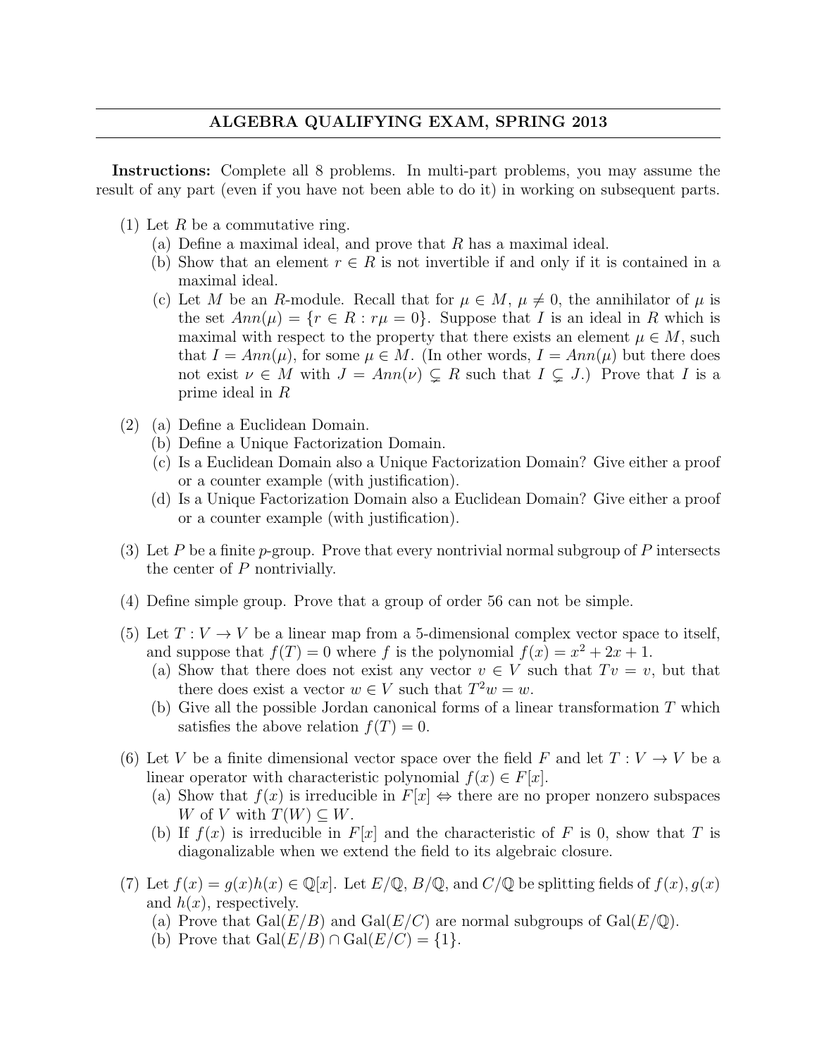# ALGEBRA QUALIFYING EXAM, SPRING 2013

**Instructions:** Complete all 8 problems. In multi-part problems, you may assume the result of any part (even if you have not been able to do it) in working on subsequent parts.

(1) Let $R$ be a commutative ring.

  (a) Define a maximal ideal, and prove that $R$ has a maximal ideal.

  (b) Show that an element $r \in R$ is not invertible if and only if it is contained in a maximal ideal.

  (c) Let $M$ be an $R$-module. Recall that for $\mu \in M$, $\mu \neq 0$, the annihilator of $\mu$ is the set $Ann(\mu) = \{r \in R : r\mu = 0\}$. Suppose that $I$ is an ideal in $R$ which is maximal with respect to the property that there exists an element $\mu \in M$, such that $I = Ann(\mu)$, for some $\mu \in M$. (In other words, $I = Ann(\mu)$ but there does not exist $\nu \in M$ with $J = Ann(\nu) \subsetneq R$ such that $I \subsetneq J$.) Prove that $I$ is a prime ideal in $R$

(2) (a) Define a Euclidean Domain.

  (b) Define a Unique Factorization Domain.

  (c) Is a Euclidean Domain also a Unique Factorization Domain? Give either a proof or a counter example (with justification).

  (d) Is a Unique Factorization Domain also a Euclidean Domain? Give either a proof or a counter example (with justification).

(3) Let $P$ be a finite $p$-group. Prove that every nontrivial normal subgroup of $P$ intersects the center of $P$ nontrivially.

(4) Define simple group. Prove that a group of order 56 can not be simple.

(5) Let $T : V \to V$ be a linear map from a 5-dimensional complex vector space to itself, and suppose that $f(T) = 0$ where $f$ is the polynomial $f(x) = x^2 + 2x + 1$.

  (a) Show that there does not exist any vector $v \in V$ such that $Tv = v$, but that there does exist a vector $w \in V$ such that $T^2w = w$.

  (b) Give all the possible Jordan canonical forms of a linear transformation $T$ which satisfies the above relation $f(T) = 0$.

(6) Let $V$ be a finite dimensional vector space over the field $F$ and let $T : V \to V$ be a linear operator with characteristic polynomial $f(x) \in F[x]$.

  (a) Show that $f(x)$ is irreducible in $F[x] \Leftrightarrow$ there are no proper nonzero subspaces $W$ of $V$ with $T(W) \subseteq W$.

  (b) If $f(x)$ is irreducible in $F[x]$ and the characteristic of $F$ is 0, show that $T$ is diagonalizable when we extend the field to its algebraic closure.

(7) Let $f(x) = g(x)h(x) \in \mathbb{Q}[x]$. Let $E/\mathbb{Q}$, $B/\mathbb{Q}$, and $C/\mathbb{Q}$ be splitting fields of $f(x)$, $g(x)$ and $h(x)$, respectively.

  (a) Prove that $\mathrm{Gal}(E/B)$ and $\mathrm{Gal}(E/C)$ are normal subgroups of $\mathrm{Gal}(E/\mathbb{Q})$.

  (b) Prove that $\mathrm{Gal}(E/B) \cap \mathrm{Gal}(E/C) = \{1\}$.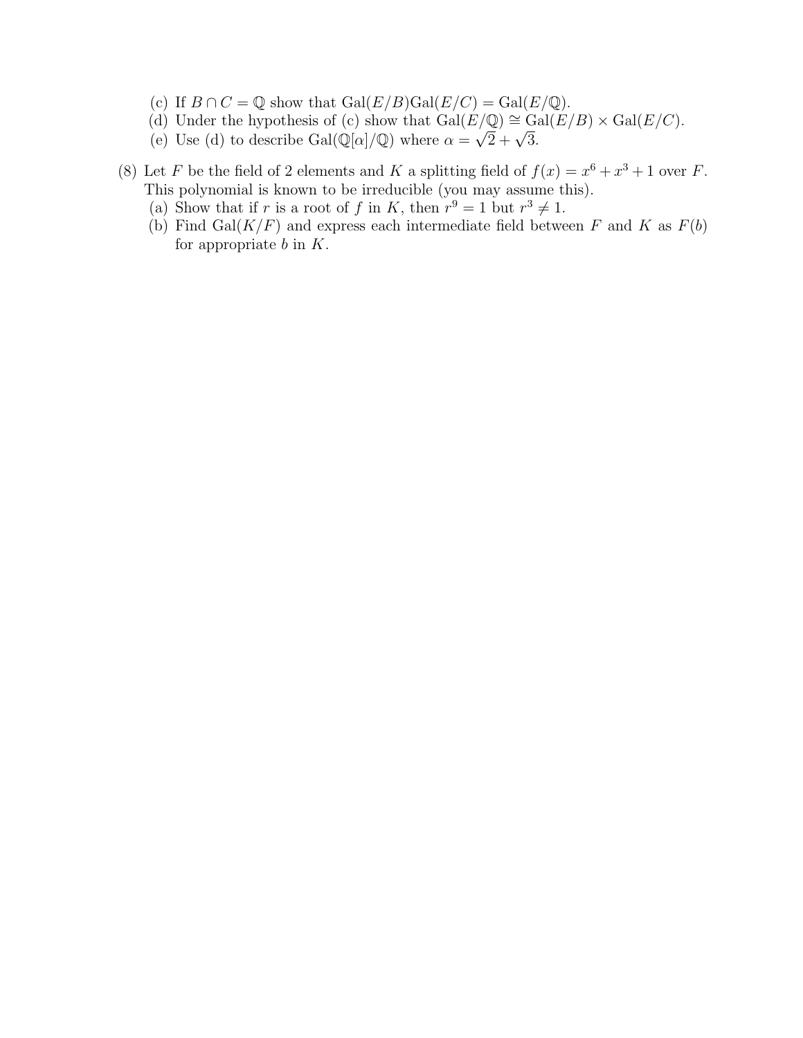(c) If $B \cap C = \mathbb{Q}$ show that $\mathrm{Gal}(E/B)\mathrm{Gal}(E/C) = \mathrm{Gal}(E/\mathbb{Q})$.
(d) Under the hypothesis of (c) show that $\mathrm{Gal}(E/\mathbb{Q}) \cong \mathrm{Gal}(E/B) \times \mathrm{Gal}(E/C)$.
(e) Use (d) to describe $\mathrm{Gal}(\mathbb{Q}[\alpha]/\mathbb{Q})$ where $\alpha = \sqrt{2} + \sqrt{3}$.

(8) Let $F$ be the field of 2 elements and $K$ a splitting field of $f(x) = x^6 + x^3 + 1$ over $F$. This polynomial is known to be irreducible (you may assume this).
(a) Show that if $r$ is a root of $f$ in $K$, then $r^9 = 1$ but $r^3 \neq 1$.
(b) Find $\mathrm{Gal}(K/F)$ and express each intermediate field between $F$ and $K$ as $F(b)$ for appropriate $b$ in $K$.